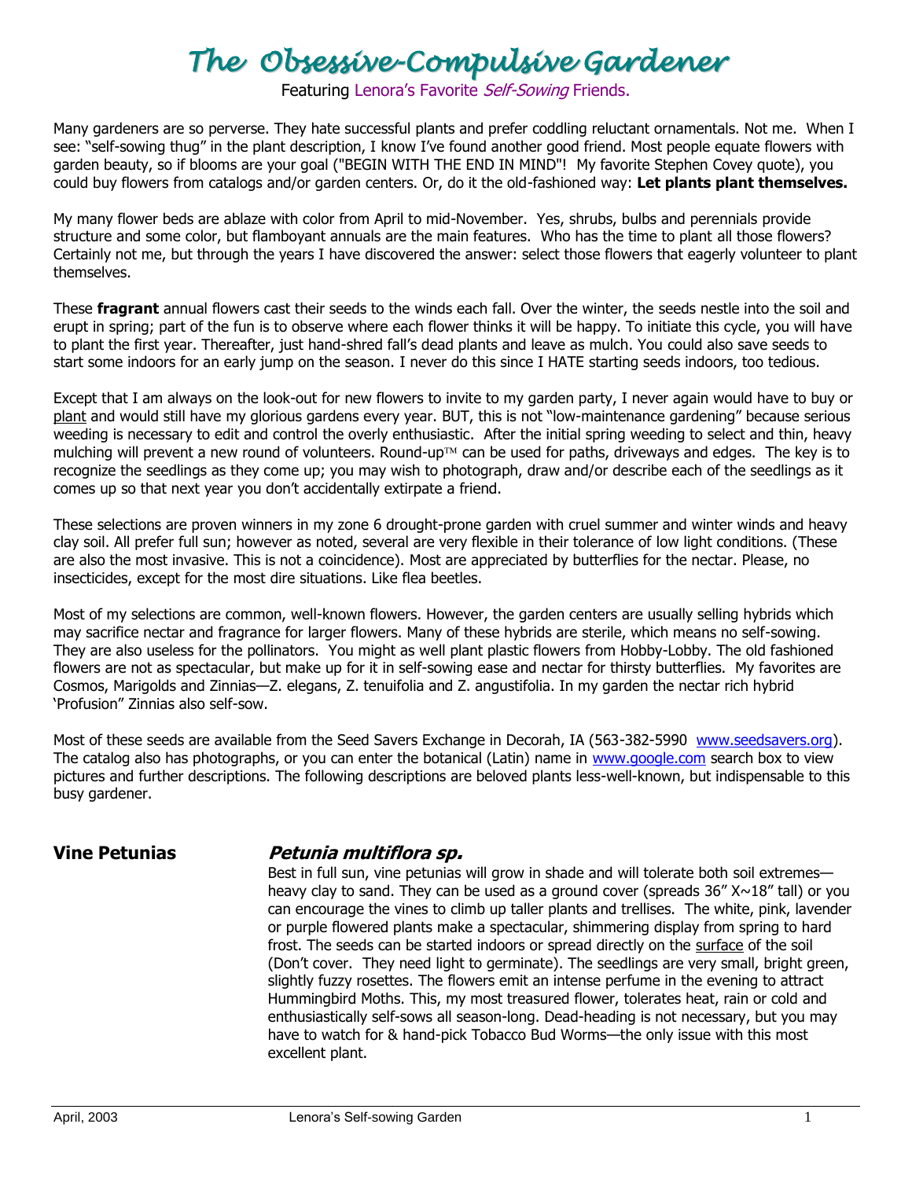# The Obsessive-Compulsive Gardener

Featuring Lenora's Favorite *Self-Sowing* Friends.

Many gardeners are so perverse. They hate successful plants and prefer coddling reluctant ornamentals. Not me. When I see: "self-sowing thug" in the plant description, I know I've found another good friend. Most people equate flowers with garden beauty, so if blooms are your goal ("BEGIN WITH THE END IN MIND"! My favorite Stephen Covey quote), you could buy flowers from catalogs and/or garden centers. Or, do it the old-fashioned way: **Let plants plant themselves.**

My many flower beds are ablaze with color from April to mid-November. Yes, shrubs, bulbs and perennials provide structure and some color, but flamboyant annuals are the main features. Who has the time to plant all those flowers? Certainly not me, but through the years I have discovered the answer: select those flowers that eagerly volunteer to plant themselves.

These **fragrant** annual flowers cast their seeds to the winds each fall. Over the winter, the seeds nestle into the soil and erupt in spring; part of the fun is to observe where each flower thinks it will be happy. To initiate this cycle, you will have to plant the first year. Thereafter, just hand-shred fall's dead plants and leave as mulch. You could also save seeds to start some indoors for an early jump on the season. I never do this since I HATE starting seeds indoors, too tedious.

Except that I am always on the look-out for new flowers to invite to my garden party, I never again would have to buy or plant and would still have my glorious gardens every year. BUT, this is not "low-maintenance gardening" because serious weeding is necessary to edit and control the overly enthusiastic. After the initial spring weeding to select and thin, heavy mulching will prevent a new round of volunteers. Round-up™ can be used for paths, driveways and edges. The key is to recognize the seedlings as they come up; you may wish to photograph, draw and/or describe each of the seedlings as it comes up so that next year you don't accidentally extirpate a friend.

These selections are proven winners in my zone 6 drought-prone garden with cruel summer and winter winds and heavy clay soil. All prefer full sun; however as noted, several are very flexible in their tolerance of low light conditions. (These are also the most invasive. This is not a coincidence). Most are appreciated by butterflies for the nectar. Please, no insecticides, except for the most dire situations. Like flea beetles.

Most of my selections are common, well-known flowers. However, the garden centers are usually selling hybrids which may sacrifice nectar and fragrance for larger flowers. Many of these hybrids are sterile, which means no self-sowing. They are also useless for the pollinators. You might as well plant plastic flowers from Hobby-Lobby. The old fashioned flowers are not as spectacular, but make up for it in self-sowing ease and nectar for thirsty butterflies. My favorites are Cosmos, Marigolds and Zinnias—Z. elegans, Z. tenuifolia and Z. angustifolia. In my garden the nectar rich hybrid 'Profusion" Zinnias also self-sow.

Most of these seeds are available from the Seed Savers Exchange in Decorah, IA (563-382-5990 www.seedsavers.org). The catalog also has photographs, or you can enter the botanical (Latin) name in www.google.com search box to view pictures and further descriptions. The following descriptions are beloved plants less-well-known, but indispensable to this busy gardener.

## Vine Petunias — *Petunia multiflora sp.*

Best in full sun, vine petunias will grow in shade and will tolerate both soil extremes—heavy clay to sand. They can be used as a ground cover (spreads 36" X~18" tall) or you can encourage the vines to climb up taller plants and trellises. The white, pink, lavender or purple flowered plants make a spectacular, shimmering display from spring to hard frost. The seeds can be started indoors or spread directly on the surface of the soil (Don't cover. They need light to germinate). The seedlings are very small, bright green, slightly fuzzy rosettes. The flowers emit an intense perfume in the evening to attract Hummingbird Moths. This, my most treasured flower, tolerates heat, rain or cold and enthusiastically self-sows all season-long. Dead-heading is not necessary, but you may have to watch for & hand-pick Tobacco Bud Worms—the only issue with this most excellent plant.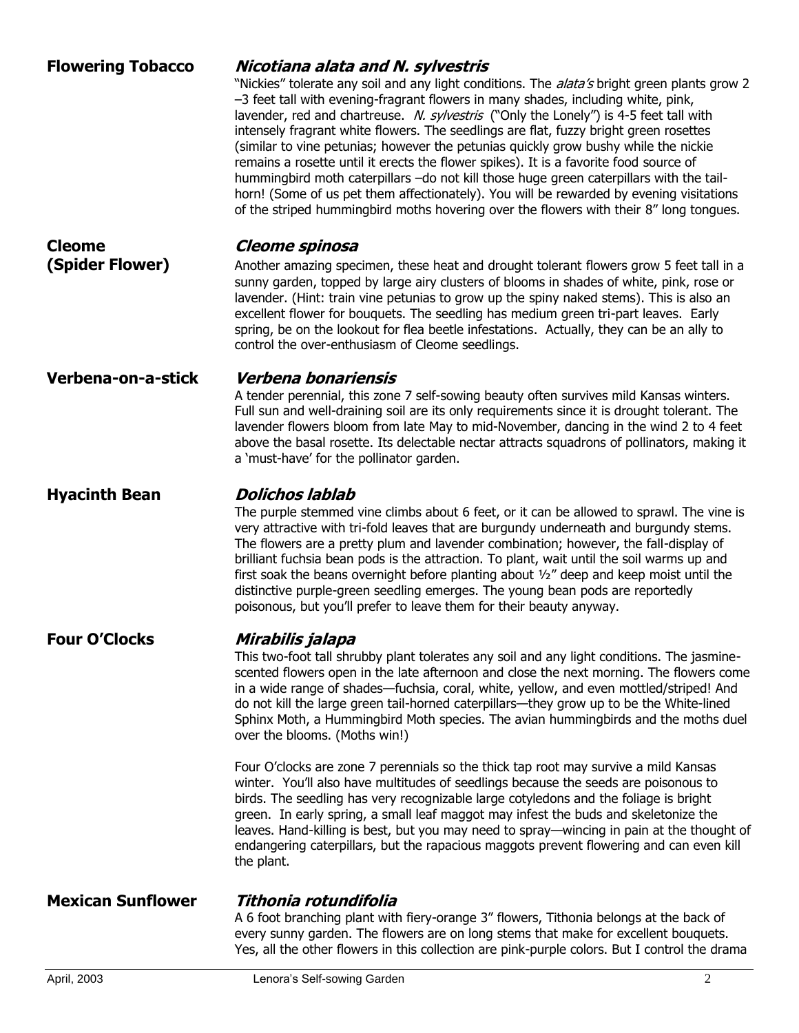## Flowering Tobacco

### *Nicotiana alata and N. sylvestris*

"Nickies" tolerate any soil and any light conditions. The *alata's* bright green plants grow 2 –3 feet tall with evening-fragrant flowers in many shades, including white, pink, lavender, red and chartreuse. *N. sylvestris* ("Only the Lonely") is 4-5 feet tall with intensely fragrant white flowers. The seedlings are flat, fuzzy bright green rosettes (similar to vine petunias; however the petunias quickly grow bushy while the nickie remains a rosette until it erects the flower spikes). It is a favorite food source of hummingbird moth caterpillars –do not kill those huge green caterpillars with the tail-horn! (Some of us pet them affectionately). You will be rewarded by evening visitations of the striped hummingbird moths hovering over the flowers with their 8" long tongues.

## Cleome (Spider Flower)

### *Cleome spinosa*

Another amazing specimen, these heat and drought tolerant flowers grow 5 feet tall in a sunny garden, topped by large airy clusters of blooms in shades of white, pink, rose or lavender. (Hint: train vine petunias to grow up the spiny naked stems). This is also an excellent flower for bouquets. The seedling has medium green tri-part leaves. Early spring, be on the lookout for flea beetle infestations. Actually, they can be an ally to control the over-enthusiasm of Cleome seedlings.

## Verbena-on-a-stick

### *Verbena bonariensis*

A tender perennial, this zone 7 self-sowing beauty often survives mild Kansas winters. Full sun and well-draining soil are its only requirements since it is drought tolerant. The lavender flowers bloom from late May to mid-November, dancing in the wind 2 to 4 feet above the basal rosette. Its delectable nectar attracts squadrons of pollinators, making it a 'must-have' for the pollinator garden.

## Hyacinth Bean

### *Dolichos lablab*

The purple stemmed vine climbs about 6 feet, or it can be allowed to sprawl. The vine is very attractive with tri-fold leaves that are burgundy underneath and burgundy stems. The flowers are a pretty plum and lavender combination; however, the fall-display of brilliant fuchsia bean pods is the attraction. To plant, wait until the soil warms up and first soak the beans overnight before planting about ½" deep and keep moist until the distinctive purple-green seedling emerges. The young bean pods are reportedly poisonous, but you'll prefer to leave them for their beauty anyway.

## Four O'Clocks

### *Mirabilis jalapa*

This two-foot tall shrubby plant tolerates any soil and any light conditions. The jasmine-scented flowers open in the late afternoon and close the next morning. The flowers come in a wide range of shades—fuchsia, coral, white, yellow, and even mottled/striped! And do not kill the large green tail-horned caterpillars—they grow up to be the White-lined Sphinx Moth, a Hummingbird Moth species. The avian hummingbirds and the moths duel over the blooms. (Moths win!)

Four O'clocks are zone 7 perennials so the thick tap root may survive a mild Kansas winter. You'll also have multitudes of seedlings because the seeds are poisonous to birds. The seedling has very recognizable large cotyledons and the foliage is bright green. In early spring, a small leaf maggot may infest the buds and skeletonize the leaves. Hand-killing is best, but you may need to spray—wincing in pain at the thought of endangering caterpillars, but the rapacious maggots prevent flowering and can even kill the plant.

## Mexican Sunflower

### *Tithonia rotundifolia*

A 6 foot branching plant with fiery-orange 3" flowers, Tithonia belongs at the back of every sunny garden. The flowers are on long stems that make for excellent bouquets. Yes, all the other flowers in this collection are pink-purple colors. But I control the drama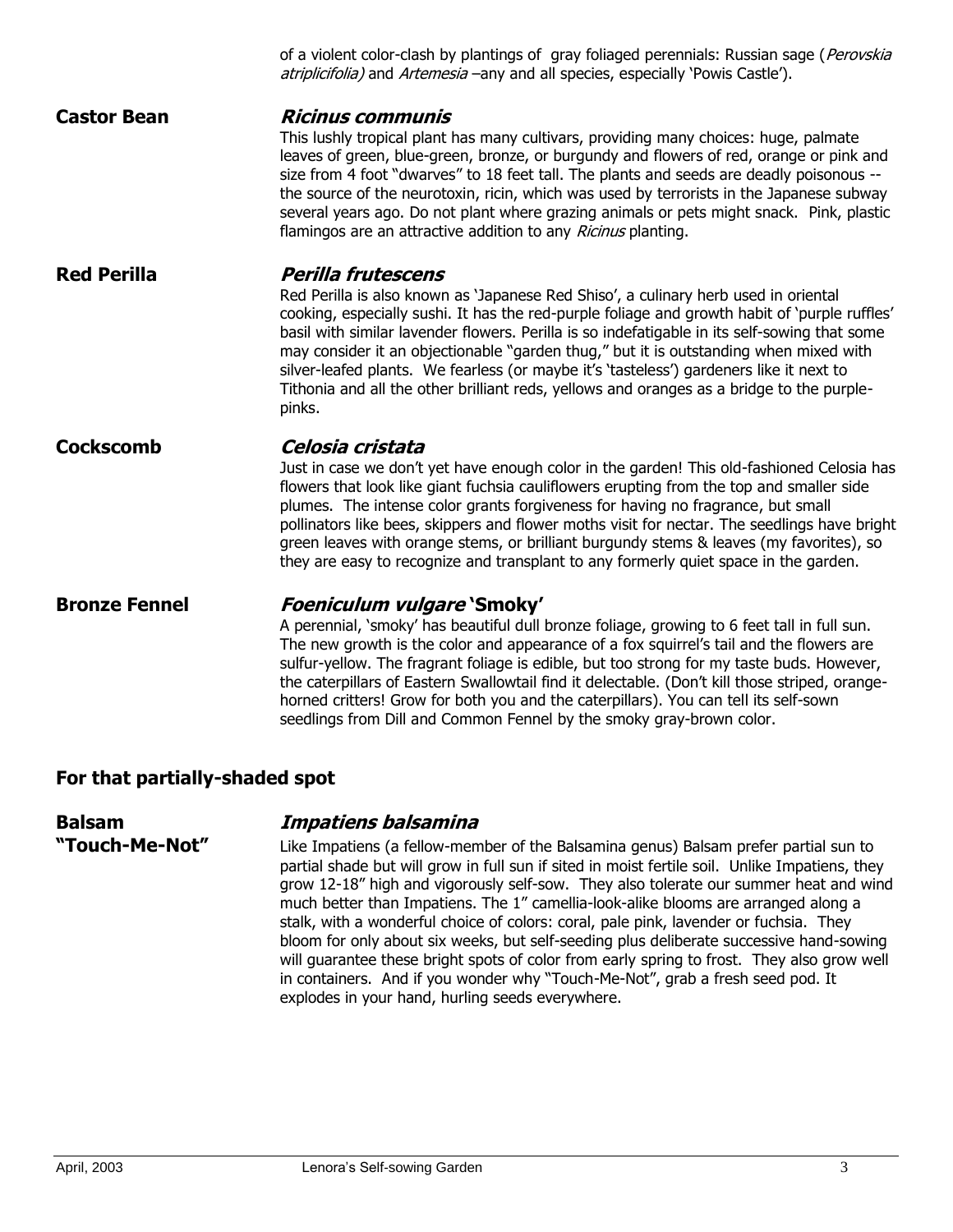of a violent color-clash by plantings of gray foliaged perennials: Russian sage (*Perovskia atriplicifolia)* and *Artemesia* –any and all species, especially 'Powis Castle').

**Castor Bean** ***Ricinus communis***

This lushly tropical plant has many cultivars, providing many choices: huge, palmate leaves of green, blue-green, bronze, or burgundy and flowers of red, orange or pink and size from 4 foot "dwarves" to 18 feet tall. The plants and seeds are deadly poisonous -- the source of the neurotoxin, ricin, which was used by terrorists in the Japanese subway several years ago. Do not plant where grazing animals or pets might snack. Pink, plastic flamingos are an attractive addition to any *Ricinus* planting.

**Red Perilla** ***Perilla frutescens***

Red Perilla is also known as 'Japanese Red Shiso', a culinary herb used in oriental cooking, especially sushi. It has the red-purple foliage and growth habit of 'purple ruffles' basil with similar lavender flowers. Perilla is so indefatigable in its self-sowing that some may consider it an objectionable "garden thug," but it is outstanding when mixed with silver-leafed plants. We fearless (or maybe it's 'tasteless') gardeners like it next to Tithonia and all the other brilliant reds, yellows and oranges as a bridge to the purple-pinks.

**Cockscomb** ***Celosia cristata***

Just in case we don't yet have enough color in the garden! This old-fashioned Celosia has flowers that look like giant fuchsia cauliflowers erupting from the top and smaller side plumes. The intense color grants forgiveness for having no fragrance, but small pollinators like bees, skippers and flower moths visit for nectar. The seedlings have bright green leaves with orange stems, or brilliant burgundy stems & leaves (my favorites), so they are easy to recognize and transplant to any formerly quiet space in the garden.

**Bronze Fennel** ***Foeniculum vulgare* 'Smoky'**

A perennial, 'smoky' has beautiful dull bronze foliage, growing to 6 feet tall in full sun. The new growth is the color and appearance of a fox squirrel's tail and the flowers are sulfur-yellow. The fragrant foliage is edible, but too strong for my taste buds. However, the caterpillars of Eastern Swallowtail find it delectable. (Don't kill those striped, orange-horned critters! Grow for both you and the caterpillars). You can tell its self-sown seedlings from Dill and Common Fennel by the smoky gray-brown color.

## For that partially-shaded spot

**Balsam "Touch-Me-Not"** ***Impatiens balsamina***

Like Impatiens (a fellow-member of the Balsamina genus) Balsam prefer partial sun to partial shade but will grow in full sun if sited in moist fertile soil. Unlike Impatiens, they grow 12-18" high and vigorously self-sow. They also tolerate our summer heat and wind much better than Impatiens. The 1" camellia-look-alike blooms are arranged along a stalk, with a wonderful choice of colors: coral, pale pink, lavender or fuchsia. They bloom for only about six weeks, but self-seeding plus deliberate successive hand-sowing will guarantee these bright spots of color from early spring to frost. They also grow well in containers. And if you wonder why "Touch-Me-Not", grab a fresh seed pod. It explodes in your hand, hurling seeds everywhere.